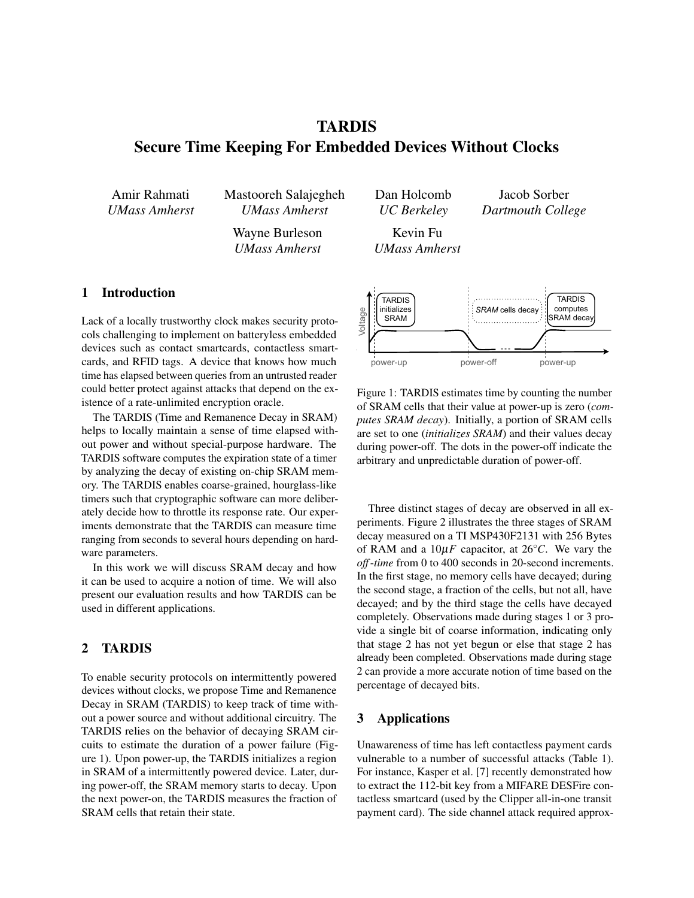# TARDIS
# Secure Time Keeping For Embedded Devices Without Clocks

Amir Rahmati, *UMass Amherst*
Mastooreh Salajegheh, *UMass Amherst*
Dan Holcomb, *UC Berkeley*
Jacob Sorber, *Dartmouth College*
Wayne Burleson, *UMass Amherst*
Kevin Fu, *UMass Amherst*

## 1 Introduction

Lack of a locally trustworthy clock makes security protocols challenging to implement on batteryless embedded devices such as contact smartcards, contactless smartcards, and RFID tags. A device that knows how much time has elapsed between queries from an untrusted reader could better protect against attacks that depend on the existence of a rate-unlimited encryption oracle.

The TARDIS (Time and Remanence Decay in SRAM) helps to locally maintain a sense of time elapsed without power and without special-purpose hardware. The TARDIS software computes the expiration state of a timer by analyzing the decay of existing on-chip SRAM memory. The TARDIS enables coarse-grained, hourglass-like timers such that cryptographic software can more deliberately decide how to throttle its response rate. Our experiments demonstrate that the TARDIS can measure time ranging from seconds to several hours depending on hardware parameters.

In this work we will discuss SRAM decay and how it can be used to acquire a notion of time. We will also present our evaluation results and how TARDIS can be used in different applications.

## 2 TARDIS

To enable security protocols on intermittently powered devices without clocks, we propose Time and Remanence Decay in SRAM (TARDIS) to keep track of time without a power source and without additional circuitry. The TARDIS relies on the behavior of decaying SRAM circuits to estimate the duration of a power failure (Figure 1). Upon power-up, the TARDIS initializes a region in SRAM of a intermittently powered device. Later, during power-off, the SRAM memory starts to decay. Upon the next power-on, the TARDIS measures the fraction of SRAM cells that retain their state.

Figure 1: TARDIS estimates time by counting the number of SRAM cells that their value at power-up is zero (*computes SRAM decay*). Initially, a portion of SRAM cells are set to one (*initializes SRAM*) and their values decay during power-off. The dots in the power-off indicate the arbitrary and unpredictable duration of power-off.

Three distinct stages of decay are observed in all experiments. Figure 2 illustrates the three stages of SRAM decay measured on a TI MSP430F2131 with 256 Bytes of RAM and a $10\mu F$ capacitor, at $26°C$. We vary the *off-time* from 0 to 400 seconds in 20-second increments. In the first stage, no memory cells have decayed; during the second stage, a fraction of the cells, but not all, have decayed; and by the third stage the cells have decayed completely. Observations made during stages 1 or 3 provide a single bit of coarse information, indicating only that stage 2 has not yet begun or else that stage 2 has already been completed. Observations made during stage 2 can provide a more accurate notion of time based on the percentage of decayed bits.

## 3 Applications

Unawareness of time has left contactless payment cards vulnerable to a number of successful attacks (Table 1). For instance, Kasper et al. [7] recently demonstrated how to extract the 112-bit key from a MIFARE DESFire contactless smartcard (used by the Clipper all-in-one transit payment card). The side channel attack required approx-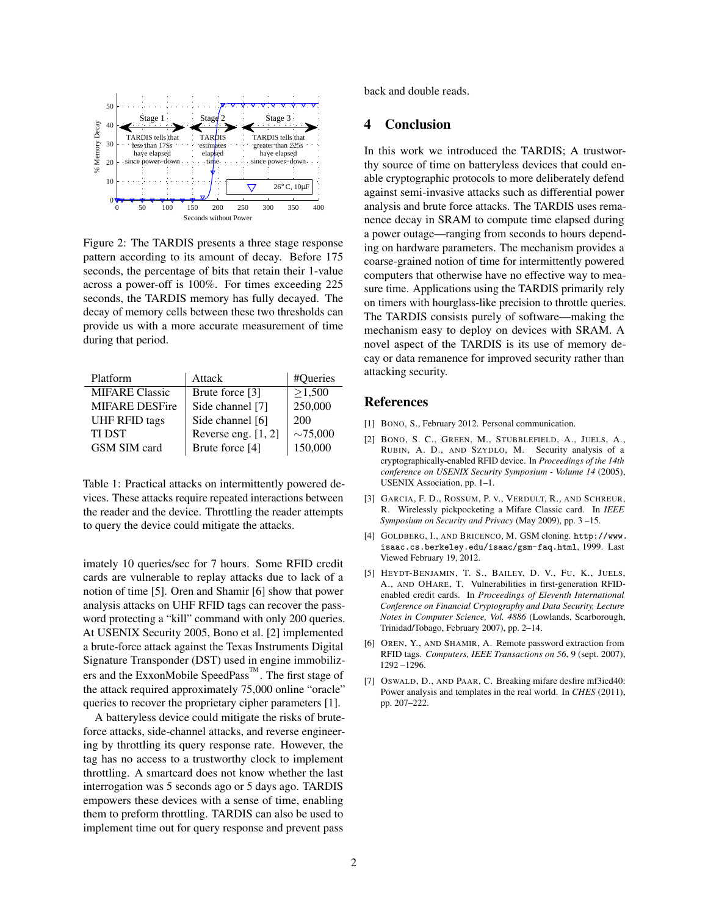50
40
30
20
10
0
% Memory Decay
0 50 100 150 200 250 300 350 400
Seconds without Power
Stage 1
TARDIS tells that less than 175s have elapsed since power-down
Stage 2
TARDIS estimates elapsed time
Stage 3
TARDIS tells that greater than 225s have elapsed since power-down
26° C, 10μF

Figure 2: The TARDIS presents a three stage response pattern according to its amount of decay. Before 175 seconds, the percentage of bits that retain their 1-value across a power-off is 100%. For times exceeding 225 seconds, the TARDIS memory has fully decayed. The decay of memory cells between these two thresholds can provide us with a more accurate measurement of time during that period.

| Platform | Attack | #Queries |
|---|---|---|
| MIFARE Classic | Brute force [3] | $\geq$1,500 |
| MIFARE DESFire | Side channel [7] | 250,000 |
| UHF RFID tags | Side channel [6] | 200 |
| TI DST | Reverse eng. [1, 2] | $\sim$75,000 |
| GSM SIM card | Brute force [4] | 150,000 |

Table 1: Practical attacks on intermittently powered devices. These attacks require repeated interactions between the reader and the device. Throttling the reader attempts to query the device could mitigate the attacks.

imately 10 queries/sec for 7 hours. Some RFID credit cards are vulnerable to replay attacks due to lack of a notion of time [5]. Oren and Shamir [6] show that power analysis attacks on UHF RFID tags can recover the password protecting a "kill" command with only 200 queries. At USENIX Security 2005, Bono et al. [2] implemented a brute-force attack against the Texas Instruments Digital Signature Transponder (DST) used in engine immobilizers and the ExxonMobile SpeedPass™. The first stage of the attack required approximately 75,000 online "oracle" queries to recover the proprietary cipher parameters [1].

A batteryless device could mitigate the risks of brute-force attacks, side-channel attacks, and reverse engineering by throttling its query response rate. However, the tag has no access to a trustworthy clock to implement throttling. A smartcard does not know whether the last interrogation was 5 seconds ago or 5 days ago. TARDIS empowers these devices with a sense of time, enabling them to preform throttling. TARDIS can also be used to implement time out for query response and prevent pass back and double reads.

## 4 Conclusion

In this work we introduced the TARDIS; A trustworthy source of time on batteryless devices that could enable cryptographic protocols to more deliberately defend against semi-invasive attacks such as differential power analysis and brute force attacks. The TARDIS uses remanence decay in SRAM to compute time elapsed during a power outage—ranging from seconds to hours depending on hardware parameters. The mechanism provides a coarse-grained notion of time for intermittently powered computers that otherwise have no effective way to measure time. Applications using the TARDIS primarily rely on timers with hourglass-like precision to throttle queries. The TARDIS consists purely of software—making the mechanism easy to deploy on devices with SRAM. A novel aspect of the TARDIS is its use of memory decay or data remanence for improved security rather than attacking security.

## References

[1] Bono, S., February 2012. Personal communication.

[2] Bono, S. C., Green, M., Stubblefield, A., Juels, A., Rubin, A. D., and Szydlo, M. Security analysis of a cryptographically-enabled RFID device. In *Proceedings of the 14th conference on USENIX Security Symposium - Volume 14* (2005), USENIX Association, pp. 1–1.

[3] Garcia, F. D., Rossum, P. v., Verdult, R., and Schreur, R. Wirelessly pickpocketing a Mifare Classic card. In *IEEE Symposium on Security and Privacy* (May 2009), pp. 3 –15.

[4] Goldberg, I., and Bricenco, M. GSM cloning. `http://www.isaac.cs.berkeley.edu/isaac/gsm-faq.html`, 1999. Last Viewed February 19, 2012.

[5] Heydt-Benjamin, T. S., Bailey, D. V., Fu, K., Juels, A., and OHare, T. Vulnerabilities in first-generation RFID-enabled credit cards. In *Proceedings of Eleventh International Conference on Financial Cryptography and Data Security, Lecture Notes in Computer Science, Vol. 4886* (Lowlands, Scarborough, Trinidad/Tobago, February 2007), pp. 2–14.

[6] Oren, Y., and Shamir, A. Remote password extraction from RFID tags. *Computers, IEEE Transactions on 56*, 9 (sept. 2007), 1292 –1296.

[7] Oswald, D., and Paar, C. Breaking mifare desfire mf3icd40: Power analysis and templates in the real world. In *CHES* (2011), pp. 207–222.